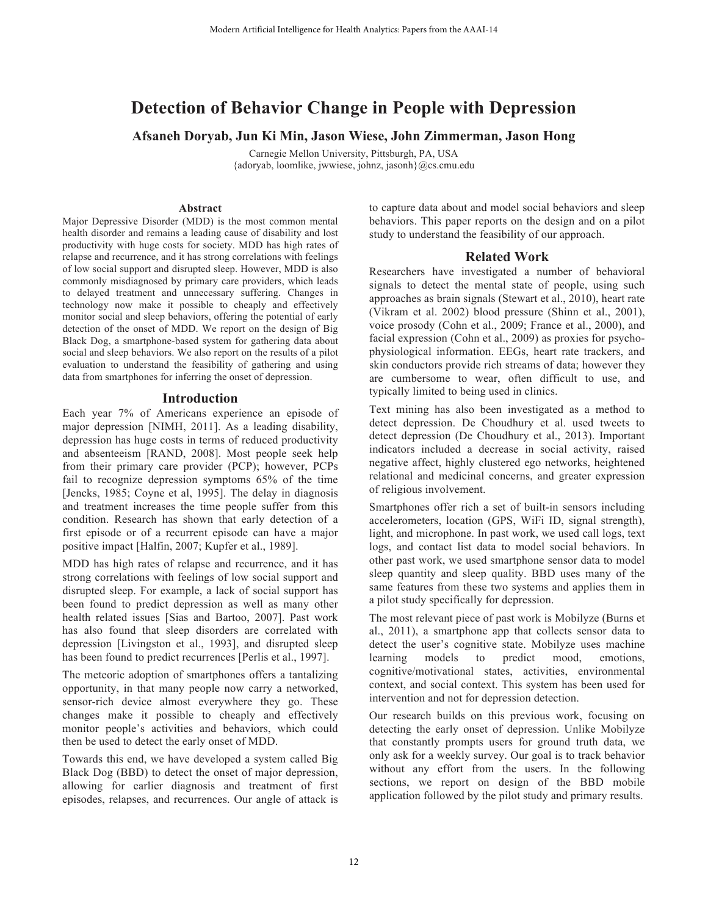# Detection of Behavior Change in People with Depression

**Afsaneh Doryab, Jun Ki Min, Jason Wiese, John Zimmerman, Jason Hong**

Carnegie Mellon University, Pittsburgh, PA, USA
{adoryab, loomlike, jwwiese, johnz, jasonh}@cs.cmu.edu

### Abstract

Major Depressive Disorder (MDD) is the most common mental health disorder and remains a leading cause of disability and lost productivity with huge costs for society. MDD has high rates of relapse and recurrence, and it has strong correlations with feelings of low social support and disrupted sleep. However, MDD is also commonly misdiagnosed by primary care providers, which leads to delayed treatment and unnecessary suffering. Changes in technology now make it possible to cheaply and effectively monitor social and sleep behaviors, offering the potential of early detection of the onset of MDD. We report on the design of Big Black Dog, a smartphone-based system for gathering data about social and sleep behaviors. We also report on the results of a pilot evaluation to understand the feasibility of gathering and using data from smartphones for inferring the onset of depression.

## Introduction

Each year 7% of Americans experience an episode of major depression [NIMH, 2011]. As a leading disability, depression has huge costs in terms of reduced productivity and absenteeism [RAND, 2008]. Most people seek help from their primary care provider (PCP); however, PCPs fail to recognize depression symptoms 65% of the time [Jencks, 1985; Coyne et al, 1995]. The delay in diagnosis and treatment increases the time people suffer from this condition. Research has shown that early detection of a first episode or of a recurrent episode can have a major positive impact [Halfin, 2007; Kupfer et al., 1989].

MDD has high rates of relapse and recurrence, and it has strong correlations with feelings of low social support and disrupted sleep. For example, a lack of social support has been found to predict depression as well as many other health related issues [Sias and Bartoo, 2007]. Past work has also found that sleep disorders are correlated with depression [Livingston et al., 1993], and disrupted sleep has been found to predict recurrences [Perlis et al., 1997].

The meteoric adoption of smartphones offers a tantalizing opportunity, in that many people now carry a networked, sensor-rich device almost everywhere they go. These changes make it possible to cheaply and effectively monitor people's activities and behaviors, which could then be used to detect the early onset of MDD.

Towards this end, we have developed a system called Big Black Dog (BBD) to detect the onset of major depression, allowing for earlier diagnosis and treatment of first episodes, relapses, and recurrences. Our angle of attack is to capture data about and model social behaviors and sleep behaviors. This paper reports on the design and on a pilot study to understand the feasibility of our approach.

## Related Work

Researchers have investigated a number of behavioral signals to detect the mental state of people, using such approaches as brain signals (Stewart et al., 2010), heart rate (Vikram et al. 2002) blood pressure (Shinn et al., 2001), voice prosody (Cohn et al., 2009; France et al., 2000), and facial expression (Cohn et al., 2009) as proxies for psycho-physiological information. EEGs, heart rate trackers, and skin conductors provide rich streams of data; however they are cumbersome to wear, often difficult to use, and typically limited to being used in clinics.

Text mining has also been investigated as a method to detect depression. De Choudhury et al. used tweets to detect depression (De Choudhury et al., 2013). Important indicators included a decrease in social activity, raised negative affect, highly clustered ego networks, heightened relational and medicinal concerns, and greater expression of religious involvement.

Smartphones offer rich a set of built-in sensors including accelerometers, location (GPS, WiFi ID, signal strength), light, and microphone. In past work, we used call logs, text logs, and contact list data to model social behaviors. In other past work, we used smartphone sensor data to model sleep quantity and sleep quality. BBD uses many of the same features from these two systems and applies them in a pilot study specifically for depression.

The most relevant piece of past work is Mobilyze (Burns et al., 2011), a smartphone app that collects sensor data to detect the user's cognitive state. Mobilyze uses machine learning models to predict mood, emotions, cognitive/motivational states, activities, environmental context, and social context. This system has been used for intervention and not for depression detection.

Our research builds on this previous work, focusing on detecting the early onset of depression. Unlike Mobilyze that constantly prompts users for ground truth data, we only ask for a weekly survey. Our goal is to track behavior without any effort from the users. In the following sections, we report on design of the BBD mobile application followed by the pilot study and primary results.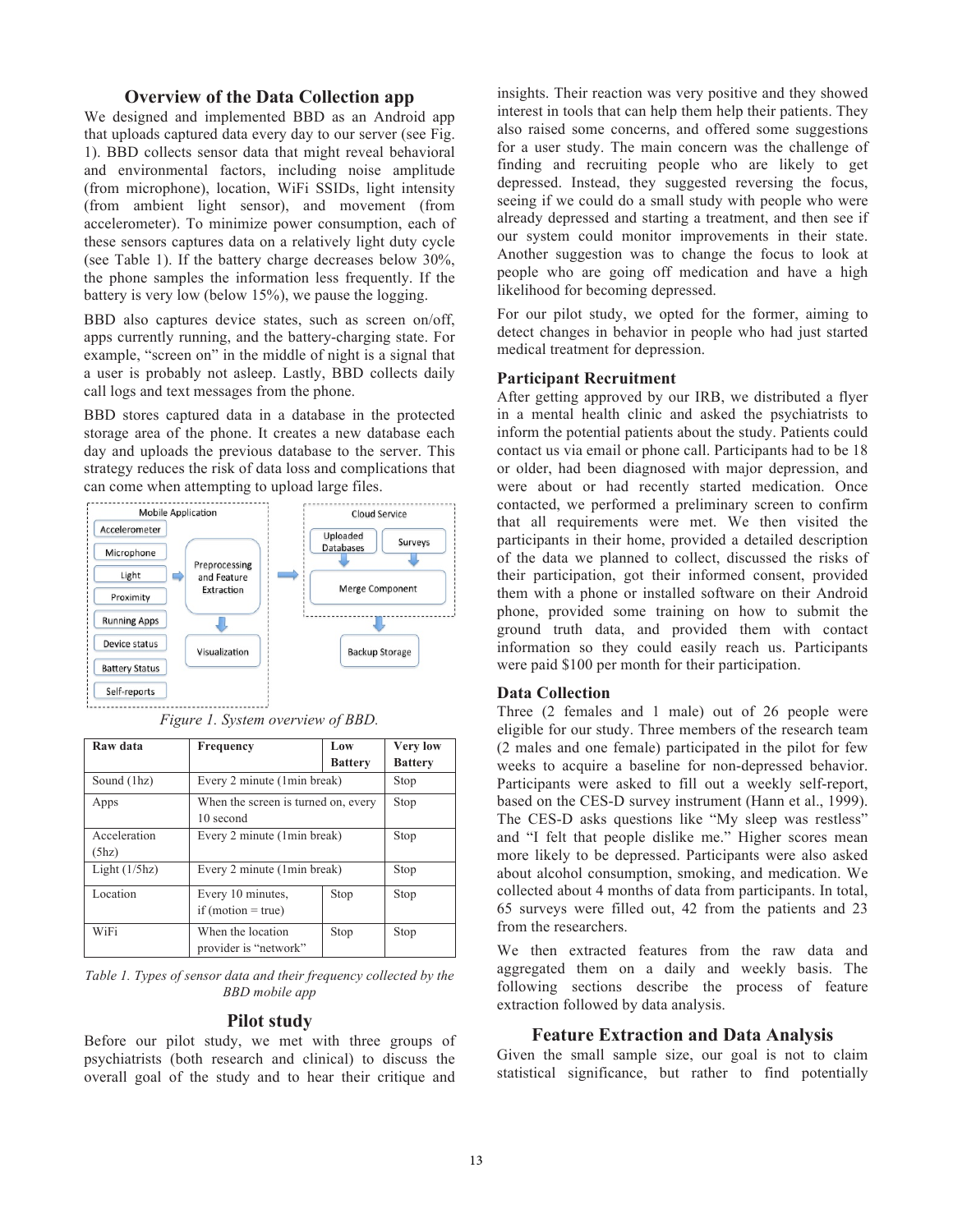## Overview of the Data Collection app

We designed and implemented BBD as an Android app that uploads captured data every day to our server (see Fig. 1). BBD collects sensor data that might reveal behavioral and environmental factors, including noise amplitude (from microphone), location, WiFi SSIDs, light intensity (from ambient light sensor), and movement (from accelerometer). To minimize power consumption, each of these sensors captures data on a relatively light duty cycle (see Table 1). If the battery charge decreases below 30%, the phone samples the information less frequently. If the battery is very low (below 15%), we pause the logging.

BBD also captures device states, such as screen on/off, apps currently running, and the battery-charging state. For example, "screen on" in the middle of night is a signal that a user is probably not asleep. Lastly, BBD collects daily call logs and text messages from the phone.

BBD stores captured data in a database in the protected storage area of the phone. It creates a new database each day and uploads the previous database to the server. This strategy reduces the risk of data loss and complications that can come when attempting to upload large files.

*Figure 1. System overview of BBD.*

| Raw data | Frequency | Low Battery | Very low Battery |
|---|---|---|---|
| Sound (1hz) | Every 2 minute (1min break) | | Stop |
| Apps | When the screen is turned on, every 10 second | | Stop |
| Acceleration (5hz) | Every 2 minute (1min break) | | Stop |
| Light (1/5hz) | Every 2 minute (1min break) | | Stop |
| Location | Every 10 minutes, if (motion = true) | Stop | Stop |
| WiFi | When the location provider is "network" | Stop | Stop |

*Table 1. Types of sensor data and their frequency collected by the BBD mobile app*

## Pilot study

Before our pilot study, we met with three groups of psychiatrists (both research and clinical) to discuss the overall goal of the study and to hear their critique and insights. Their reaction was very positive and they showed interest in tools that can help them help their patients. They also raised some concerns, and offered some suggestions for a user study. The main concern was the challenge of finding and recruiting people who are likely to get depressed. Instead, they suggested reversing the focus, seeing if we could do a small study with people who were already depressed and starting a treatment, and then see if our system could monitor improvements in their state. Another suggestion was to change the focus to look at people who are going off medication and have a high likelihood for becoming depressed.

For our pilot study, we opted for the former, aiming to detect changes in behavior in people who had just started medical treatment for depression.

### Participant Recruitment

After getting approved by our IRB, we distributed a flyer in a mental health clinic and asked the psychiatrists to inform the potential patients about the study. Patients could contact us via email or phone call. Participants had to be 18 or older, had been diagnosed with major depression, and were about or had recently started medication. Once contacted, we performed a preliminary screen to confirm that all requirements were met. We then visited the participants in their home, provided a detailed description of the data we planned to collect, discussed the risks of their participation, got their informed consent, provided them with a phone or installed software on their Android phone, provided some training on how to submit the ground truth data, and provided them with contact information so they could easily reach us. Participants were paid \$100 per month for their participation.

### Data Collection

Three (2 females and 1 male) out of 26 people were eligible for our study. Three members of the research team (2 males and one female) participated in the pilot for few weeks to acquire a baseline for non-depressed behavior. Participants were asked to fill out a weekly self-report, based on the CES-D survey instrument (Hann et al., 1999). The CES-D asks questions like "My sleep was restless" and "I felt that people dislike me." Higher scores mean more likely to be depressed. Participants were also asked about alcohol consumption, smoking, and medication. We collected about 4 months of data from participants. In total, 65 surveys were filled out, 42 from the patients and 23 from the researchers.

We then extracted features from the raw data and aggregated them on a daily and weekly basis. The following sections describe the process of feature extraction followed by data analysis.

## Feature Extraction and Data Analysis

Given the small sample size, our goal is not to claim statistical significance, but rather to find potentially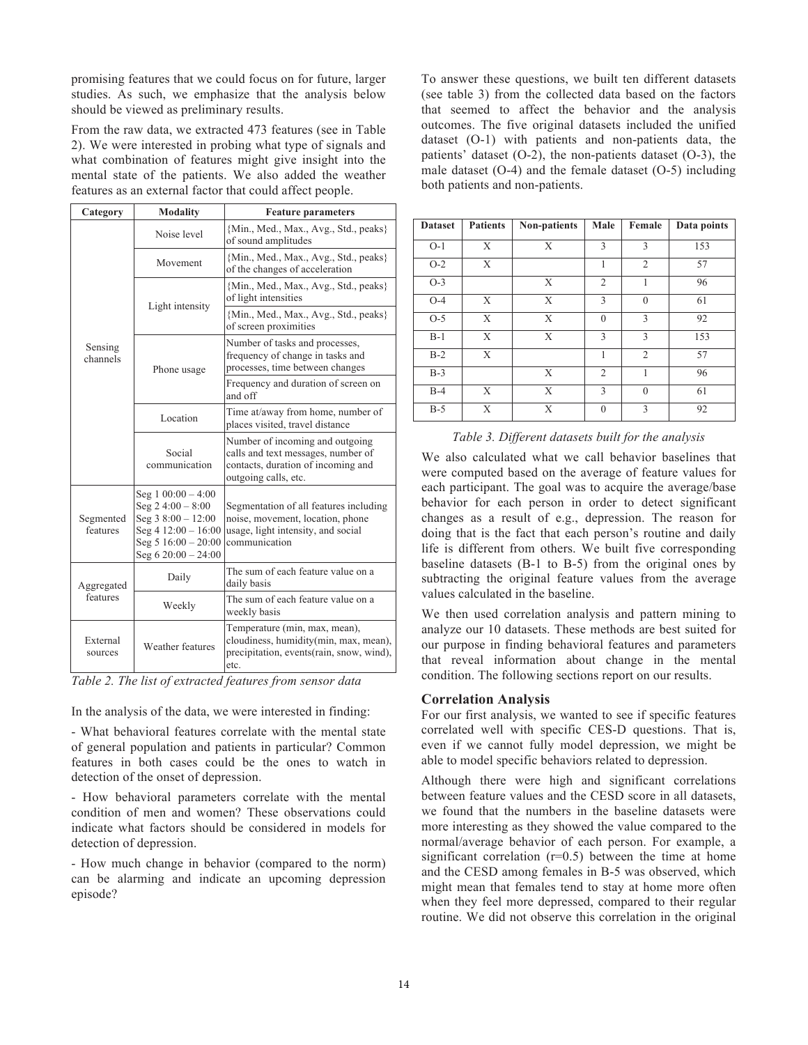promising features that we could focus on for future, larger studies. As such, we emphasize that the analysis below should be viewed as preliminary results.

From the raw data, we extracted 473 features (see in Table 2). We were interested in probing what type of signals and what combination of features might give insight into the mental state of the patients. We also added the weather features as an external factor that could affect people.

| Category | Modality | Feature parameters |
|---|---|---|
| Sensing channels | Noise level | {Min., Med., Max., Avg., Std., peaks} of sound amplitudes |
| | Movement | {Min., Med., Max., Avg., Std., peaks} of the changes of acceleration |
| | Light intensity | {Min., Med., Max., Avg., Std., peaks} of light intensities |
| | | {Min., Med., Max., Avg., Std., peaks} of screen proximities |
| | Phone usage | Number of tasks and processes, frequency of change in tasks and processes, time between changes |
| | | Frequency and duration of screen on and off |
| | Location | Time at/away from home, number of places visited, travel distance |
| | Social communication | Number of incoming and outgoing calls and text messages, number of contacts, duration of incoming and outgoing calls, etc. |
| Segmented features | Seg 1 00:00 – 4:00<br>Seg 2 4:00 – 8:00<br>Seg 3 8:00 – 12:00<br>Seg 4 12:00 – 16:00<br>Seg 5 16:00 – 20:00<br>Seg 6 20:00 – 24:00 | Segmentation of all features including noise, movement, location, phone usage, light intensity, and social communication |
| Aggregated features | Daily | The sum of each feature value on a daily basis |
| | Weekly | The sum of each feature value on a weekly basis |
| External sources | Weather features | Temperature (min, max, mean), cloudiness, humidity(min, max, mean), precipitation, events(rain, snow, wind), etc. |

*Table 2. The list of extracted features from sensor data*

In the analysis of the data, we were interested in finding:

- What behavioral features correlate with the mental state of general population and patients in particular? Common features in both cases could be the ones to watch in detection of the onset of depression.

- How behavioral parameters correlate with the mental condition of men and women? These observations could indicate what factors should be considered in models for detection of depression.

- How much change in behavior (compared to the norm) can be alarming and indicate an upcoming depression episode?

To answer these questions, we built ten different datasets (see table 3) from the collected data based on the factors that seemed to affect the behavior and the analysis outcomes. The five original datasets included the unified dataset (O-1) with patients and non-patients data, the patients' dataset (O-2), the non-patients dataset (O-3), the male dataset (O-4) and the female dataset (O-5) including both patients and non-patients.

| Dataset | Patients | Non-patients | Male | Female | Data points |
|---|---|---|---|---|---|
| O-1 | X | X | 3 | 3 | 153 |
| O-2 | X | | 1 | 2 | 57 |
| O-3 | | X | 2 | 1 | 96 |
| O-4 | X | X | 3 | 0 | 61 |
| O-5 | X | X | 0 | 3 | 92 |
| B-1 | X | X | 3 | 3 | 153 |
| B-2 | X | | 1 | 2 | 57 |
| B-3 | | X | 2 | 1 | 96 |
| B-4 | X | X | 3 | 0 | 61 |
| B-5 | X | X | 0 | 3 | 92 |

*Table 3. Different datasets built for the analysis*

We also calculated what we call behavior baselines that were computed based on the average of feature values for each participant. The goal was to acquire the average/base behavior for each person in order to detect significant changes as a result of e.g., depression. The reason for doing that is the fact that each person's routine and daily life is different from others. We built five corresponding baseline datasets (B-1 to B-5) from the original ones by subtracting the original feature values from the average values calculated in the baseline.

We then used correlation analysis and pattern mining to analyze our 10 datasets. These methods are best suited for our purpose in finding behavioral features and parameters that reveal information about change in the mental condition. The following sections report on our results.

### Correlation Analysis

For our first analysis, we wanted to see if specific features correlated well with specific CES-D questions. That is, even if we cannot fully model depression, we might be able to model specific behaviors related to depression.

Although there were high and significant correlations between feature values and the CESD score in all datasets, we found that the numbers in the baseline datasets were more interesting as they showed the value compared to the normal/average behavior of each person. For example, a significant correlation ($r=0.5$) between the time at home and the CESD among females in B-5 was observed, which might mean that females tend to stay at home more often when they feel more depressed, compared to their regular routine. We did not observe this correlation in the original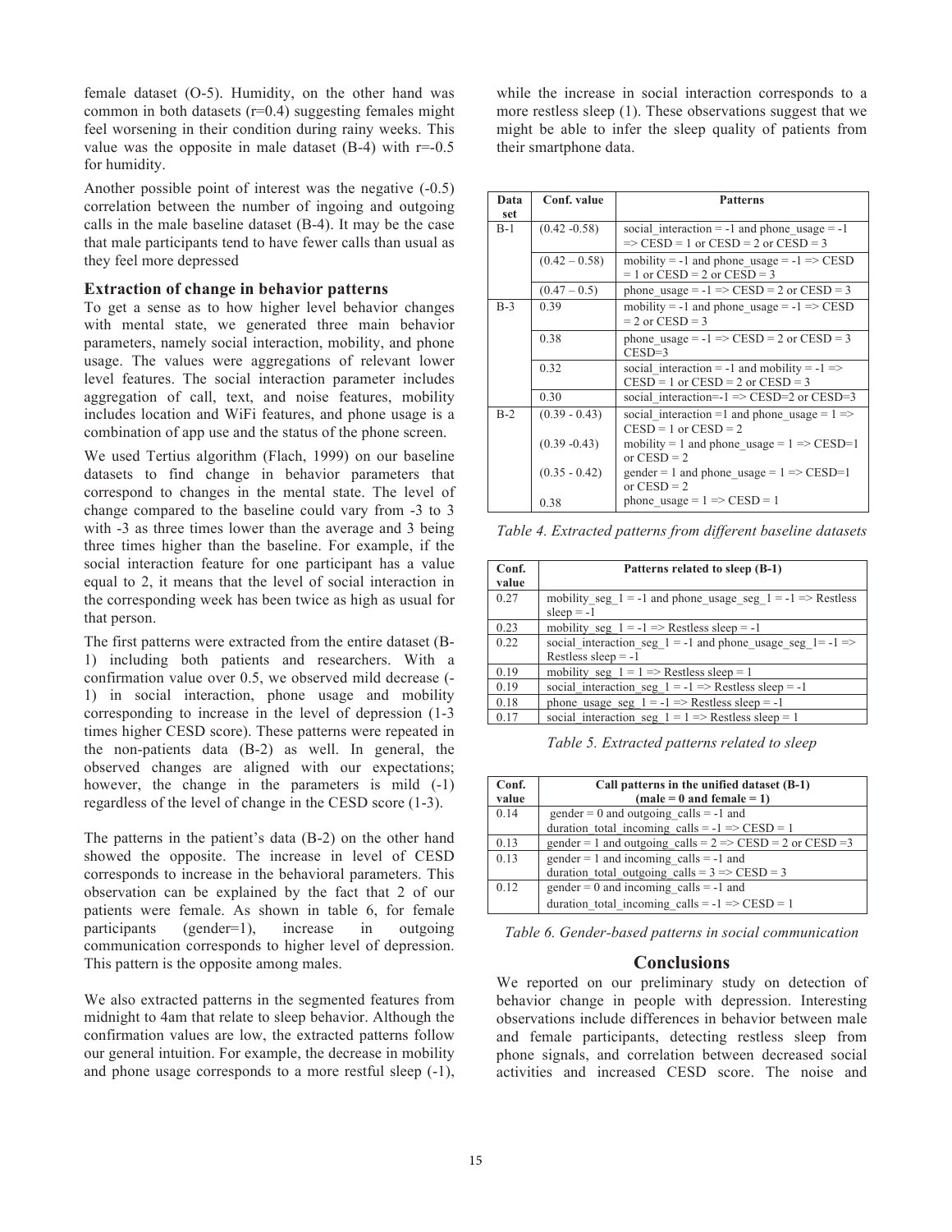female dataset (O-5). Humidity, on the other hand was common in both datasets (r=0.4) suggesting females might feel worsening in their condition during rainy weeks. This value was the opposite in male dataset (B-4) with r=-0.5 for humidity.

Another possible point of interest was the negative (-0.5) correlation between the number of ingoing and outgoing calls in the male baseline dataset (B-4). It may be the case that male participants tend to have fewer calls than usual as they feel more depressed

### Extraction of change in behavior patterns

To get a sense as to how higher level behavior changes with mental state, we generated three main behavior parameters, namely social interaction, mobility, and phone usage. The values were aggregations of relevant lower level features. The social interaction parameter includes aggregation of call, text, and noise features, mobility includes location and WiFi features, and phone usage is a combination of app use and the status of the phone screen.

We used Tertius algorithm (Flach, 1999) on our baseline datasets to find change in behavior parameters that correspond to changes in the mental state. The level of change compared to the baseline could vary from -3 to 3 with -3 as three times lower than the average and 3 being three times higher than the baseline. For example, if the social interaction feature for one participant has a value equal to 2, it means that the level of social interaction in the corresponding week has been twice as high as usual for that person.

The first patterns were extracted from the entire dataset (B-1) including both patients and researchers. With a confirmation value over 0.5, we observed mild decrease (-1) in social interaction, phone usage and mobility corresponding to increase in the level of depression (1-3 times higher CESD score). These patterns were repeated in the non-patients data (B-2) as well. In general, the observed changes are aligned with our expectations; however, the change in the parameters is mild (-1) regardless of the level of change in the CESD score (1-3).

The patterns in the patient's data (B-2) on the other hand showed the opposite. The increase in level of CESD corresponds to increase in the behavioral parameters. This observation can be explained by the fact that 2 of our patients were female. As shown in table 6, for female participants (gender=1), increase in outgoing communication corresponds to higher level of depression. This pattern is the opposite among males.

We also extracted patterns in the segmented features from midnight to 4am that relate to sleep behavior. Although the confirmation values are low, the extracted patterns follow our general intuition. For example, the decrease in mobility and phone usage corresponds to a more restful sleep (-1), while the increase in social interaction corresponds to a more restless sleep (1). These observations suggest that we might be able to infer the sleep quality of patients from their smartphone data.

| Data set | Conf. value | Patterns |
|---|---|---|
| B-1 | (0.42 -0.58) | social_interaction = -1 and phone_usage = -1 => CESD = 1 or CESD = 2 or CESD = 3 |
| | (0.42 – 0.58) | mobility = -1 and phone_usage = -1 => CESD = 1 or CESD = 2 or CESD = 3 |
| | (0.47 – 0.5) | phone_usage = -1 => CESD = 2 or CESD = 3 |
| B-3 | 0.39 | mobility = -1 and phone_usage = -1 => CESD = 2 or CESD = 3 |
| | 0.38 | phone_usage = -1 => CESD = 2 or CESD = 3 CESD=3 |
| | 0.32 | social_interaction = -1 and mobility = -1 => CESD = 1 or CESD = 2 or CESD = 3 |
| | 0.30 | social_interaction=-1 => CESD=2 or CESD=3 |
| B-2 | (0.39 - 0.43) | social_interaction =1 and phone_usage = 1 => CESD = 1 or CESD = 2 |
| | (0.39 -0.43) | mobility = 1 and phone_usage = 1 => CESD=1 or CESD = 2 |
| | (0.35 - 0.42) | gender = 1 and phone_usage = 1 => CESD=1 or CESD = 2 |
| | 0.38 | phone_usage = 1 => CESD = 1 |

*Table 4. Extracted patterns from different baseline datasets*

| Conf. value | Patterns related to sleep (B-1) |
|---|---|
| 0.27 | mobility_seg_1 = -1 and phone_usage_seg_1 = -1 => Restless sleep = -1 |
| 0.23 | mobility_seg_1 = -1 => Restless sleep = -1 |
| 0.22 | social_interaction_seg_1 = -1 and phone_usage_seg_1= -1 => Restless sleep = -1 |
| 0.19 | mobility_seg_1 = 1 => Restless sleep = 1 |
| 0.19 | social_interaction_seg_1 = -1 => Restless sleep = -1 |
| 0.18 | phone_usage_seg_1 = -1 => Restless sleep = -1 |
| 0.17 | social_interaction_seg_1 = 1 => Restless sleep = 1 |

*Table 5. Extracted patterns related to sleep*

| Conf. value | Call patterns in the unified dataset (B-1) (male = 0 and female = 1) |
|---|---|
| 0.14 | gender = 0 and outgoing_calls = -1 and duration_total_incoming_calls = -1 => CESD = 1 |
| 0.13 | gender = 1 and outgoing_calls = 2 => CESD = 2 or CESD =3 |
| 0.13 | gender = 1 and incoming_calls = -1 and duration_total_outgoing_calls = 3 => CESD = 3 |
| 0.12 | gender = 0 and incoming_calls = -1 and duration_total_incoming_calls = -1 => CESD = 1 |

*Table 6. Gender-based patterns in social communication*

## Conclusions

We reported on our preliminary study on detection of behavior change in people with depression. Interesting observations include differences in behavior between male and female participants, detecting restless sleep from phone signals, and correlation between decreased social activities and increased CESD score. The noise and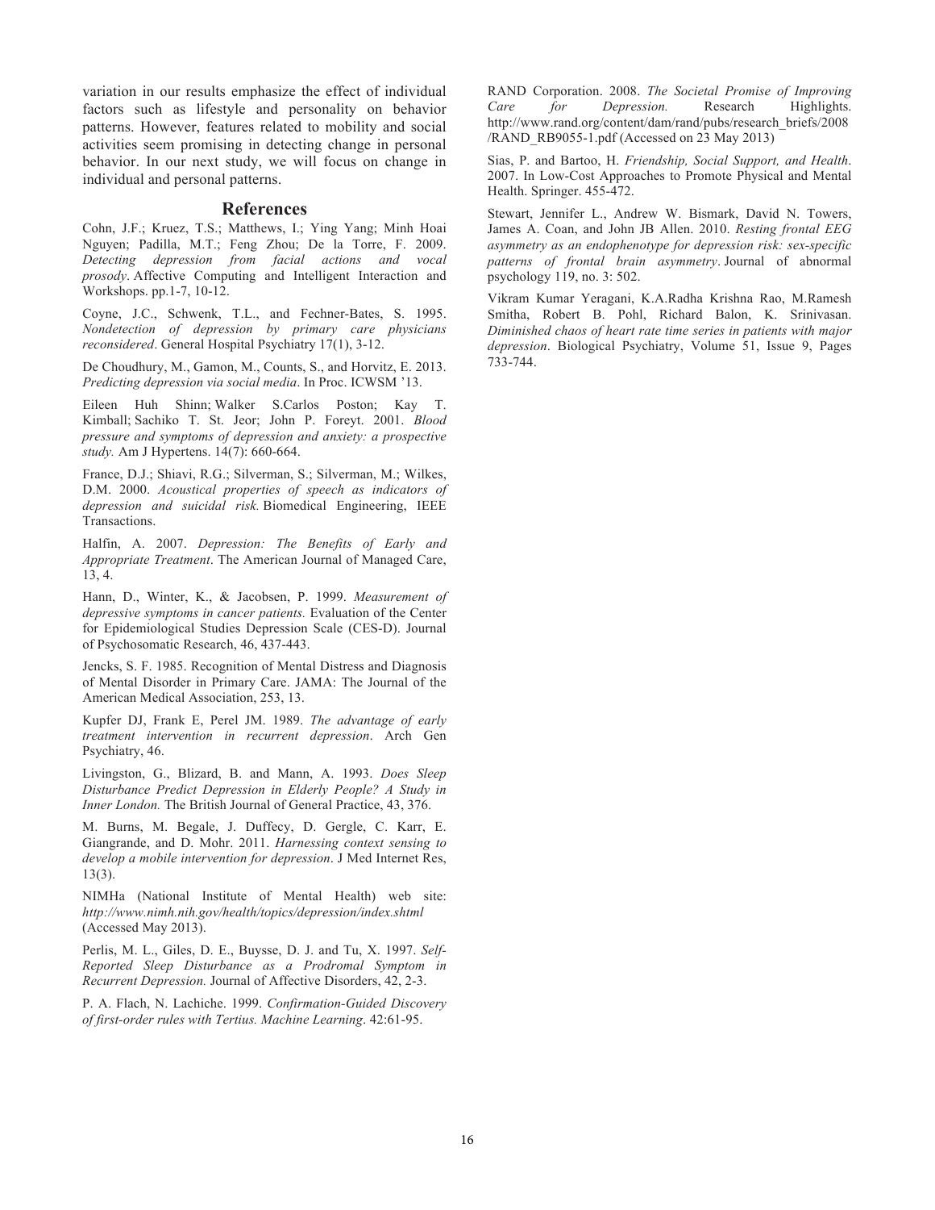variation in our results emphasize the effect of individual factors such as lifestyle and personality on behavior patterns. However, features related to mobility and social activities seem promising in detecting change in personal behavior. In our next study, we will focus on change in individual and personal patterns.

## References

Cohn, J.F.; Kruez, T.S.; Matthews, I.; Ying Yang; Minh Hoai Nguyen; Padilla, M.T.; Feng Zhou; De la Torre, F. 2009. *Detecting depression from facial actions and vocal prosody*. Affective Computing and Intelligent Interaction and Workshops. pp.1-7, 10-12.

Coyne, J.C., Schwenk, T.L., and Fechner-Bates, S. 1995. *Nondetection of depression by primary care physicians reconsidered*. General Hospital Psychiatry 17(1), 3-12.

De Choudhury, M., Gamon, M., Counts, S., and Horvitz, E. 2013. *Predicting depression via social media*. In Proc. ICWSM '13.

Eileen Huh Shinn; Walker S.Carlos Poston; Kay T. Kimball; Sachiko T. St. Jeor; John P. Foreyt. 2001. *Blood pressure and symptoms of depression and anxiety: a prospective study.* Am J Hypertens. 14(7): 660-664.

France, D.J.; Shiavi, R.G.; Silverman, S.; Silverman, M.; Wilkes, D.M. 2000. *Acoustical properties of speech as indicators of depression and suicidal risk.* Biomedical Engineering, IEEE Transactions.

Halfin, A. 2007. *Depression: The Benefits of Early and Appropriate Treatment*. The American Journal of Managed Care, 13, 4.

Hann, D., Winter, K., & Jacobsen, P. 1999. *Measurement of depressive symptoms in cancer patients.* Evaluation of the Center for Epidemiological Studies Depression Scale (CES-D). Journal of Psychosomatic Research, 46, 437-443.

Jencks, S. F. 1985. Recognition of Mental Distress and Diagnosis of Mental Disorder in Primary Care. JAMA: The Journal of the American Medical Association, 253, 13.

Kupfer DJ, Frank E, Perel JM. 1989. *The advantage of early treatment intervention in recurrent depression*. Arch Gen Psychiatry, 46.

Livingston, G., Blizard, B. and Mann, A. 1993. *Does Sleep Disturbance Predict Depression in Elderly People? A Study in Inner London.* The British Journal of General Practice, 43, 376.

M. Burns, M. Begale, J. Duffecy, D. Gergle, C. Karr, E. Giangrande, and D. Mohr. 2011. *Harnessing context sensing to develop a mobile intervention for depression*. J Med Internet Res, 13(3).

NIMHa (National Institute of Mental Health) web site: *http://www.nimh.nih.gov/health/topics/depression/index.shtml* (Accessed May 2013).

Perlis, M. L., Giles, D. E., Buysse, D. J. and Tu, X. 1997. *Self-Reported Sleep Disturbance as a Prodromal Symptom in Recurrent Depression.* Journal of Affective Disorders, 42, 2-3.

P. A. Flach, N. Lachiche. 1999. *Confirmation-Guided Discovery of first-order rules with Tertius. Machine Learning*. 42:61-95.

RAND Corporation. 2008. *The Societal Promise of Improving Care for Depression.* Research Highlights. http://www.rand.org/content/dam/rand/pubs/research_briefs/2008/RAND_RB9055-1.pdf (Accessed on 23 May 2013)

Sias, P. and Bartoo, H. *Friendship, Social Support, and Health*. 2007. In Low-Cost Approaches to Promote Physical and Mental Health. Springer. 455-472.

Stewart, Jennifer L., Andrew W. Bismark, David N. Towers, James A. Coan, and John JB Allen. 2010. *Resting frontal EEG asymmetry as an endophenotype for depression risk: sex-specific patterns of frontal brain asymmetry*. Journal of abnormal psychology 119, no. 3: 502.

Vikram Kumar Yeragani, K.A.Radha Krishna Rao, M.Ramesh Smitha, Robert B. Pohl, Richard Balon, K. Srinivasan. *Diminished chaos of heart rate time series in patients with major depression*. Biological Psychiatry, Volume 51, Issue 9, Pages 733-744.